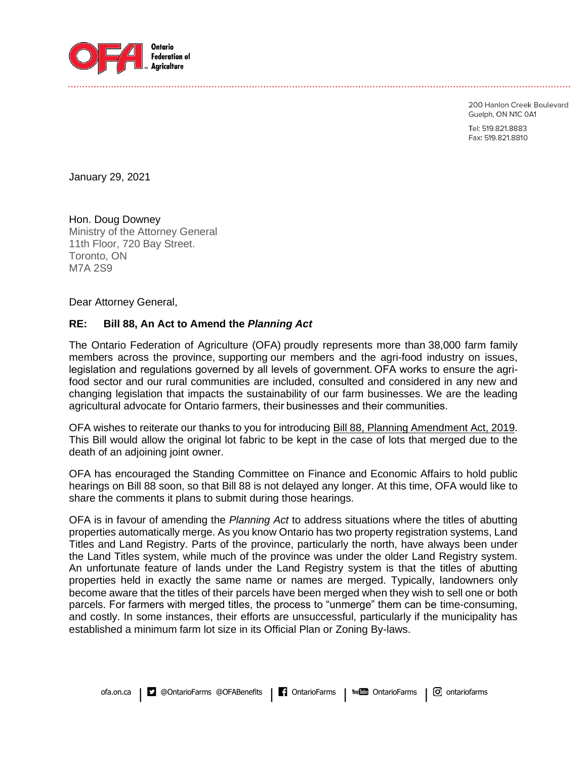Ontario Federation of Agriculture

200 Hanlon Creek Boulevard
Guelph, ON N1C 0A1

Tel: 519.821.8883
Fax: 519.821.8810

January 29, 2021

Hon. Doug Downey
Ministry of the Attorney General
11th Floor, 720 Bay Street.
Toronto, ON
M7A 2S9

Dear Attorney General,

**RE: Bill 88, An Act to Amend the *Planning Act***

The Ontario Federation of Agriculture (OFA) proudly represents more than 38,000 farm family members across the province, supporting our members and the agri-food industry on issues, legislation and regulations governed by all levels of government. OFA works to ensure the agri-food sector and our rural communities are included, consulted and considered in any new and changing legislation that impacts the sustainability of our farm businesses. We are the leading agricultural advocate for Ontario farmers, their businesses and their communities.

OFA wishes to reiterate our thanks to you for introducing Bill 88, Planning Amendment Act, 2019. This Bill would allow the original lot fabric to be kept in the case of lots that merged due to the death of an adjoining joint owner.

OFA has encouraged the Standing Committee on Finance and Economic Affairs to hold public hearings on Bill 88 soon, so that Bill 88 is not delayed any longer. At this time, OFA would like to share the comments it plans to submit during those hearings.

OFA is in favour of amending the *Planning Act* to address situations where the titles of abutting properties automatically merge. As you know Ontario has two property registration systems, Land Titles and Land Registry. Parts of the province, particularly the north, have always been under the Land Titles system, while much of the province was under the older Land Registry system. An unfortunate feature of lands under the Land Registry system is that the titles of abutting properties held in exactly the same name or names are merged. Typically, landowners only become aware that the titles of their parcels have been merged when they wish to sell one or both parcels. For farmers with merged titles, the process to "unmerge" them can be time-consuming, and costly. In some instances, their efforts are unsuccessful, particularly if the municipality has established a minimum farm lot size in its Official Plan or Zoning By-laws.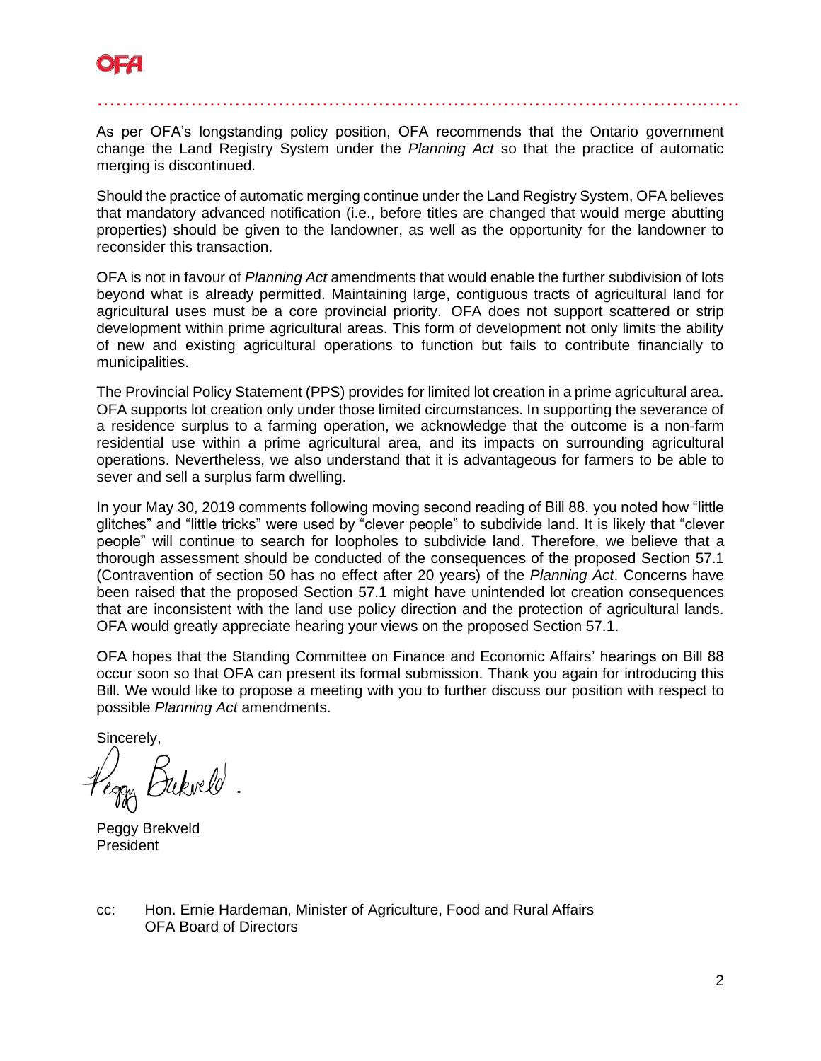As per OFA's longstanding policy position, OFA recommends that the Ontario government change the Land Registry System under the *Planning Act* so that the practice of automatic merging is discontinued.

Should the practice of automatic merging continue under the Land Registry System, OFA believes that mandatory advanced notification (i.e., before titles are changed that would merge abutting properties) should be given to the landowner, as well as the opportunity for the landowner to reconsider this transaction.

OFA is not in favour of *Planning Act* amendments that would enable the further subdivision of lots beyond what is already permitted. Maintaining large, contiguous tracts of agricultural land for agricultural uses must be a core provincial priority. OFA does not support scattered or strip development within prime agricultural areas. This form of development not only limits the ability of new and existing agricultural operations to function but fails to contribute financially to municipalities.

The Provincial Policy Statement (PPS) provides for limited lot creation in a prime agricultural area. OFA supports lot creation only under those limited circumstances. In supporting the severance of a residence surplus to a farming operation, we acknowledge that the outcome is a non-farm residential use within a prime agricultural area, and its impacts on surrounding agricultural operations. Nevertheless, we also understand that it is advantageous for farmers to be able to sever and sell a surplus farm dwelling.

In your May 30, 2019 comments following moving second reading of Bill 88, you noted how "little glitches" and "little tricks" were used by "clever people" to subdivide land. It is likely that "clever people" will continue to search for loopholes to subdivide land. Therefore, we believe that a thorough assessment should be conducted of the consequences of the proposed Section 57.1 (Contravention of section 50 has no effect after 20 years) of the *Planning Act*. Concerns have been raised that the proposed Section 57.1 might have unintended lot creation consequences that are inconsistent with the land use policy direction and the protection of agricultural lands. OFA would greatly appreciate hearing your views on the proposed Section 57.1.

OFA hopes that the Standing Committee on Finance and Economic Affairs' hearings on Bill 88 occur soon so that OFA can present its formal submission. Thank you again for introducing this Bill. We would like to propose a meeting with you to further discuss our position with respect to possible *Planning Act* amendments.

Sincerely,

Peggy Brekveld
President

cc: Hon. Ernie Hardeman, Minister of Agriculture, Food and Rural Affairs
OFA Board of Directors